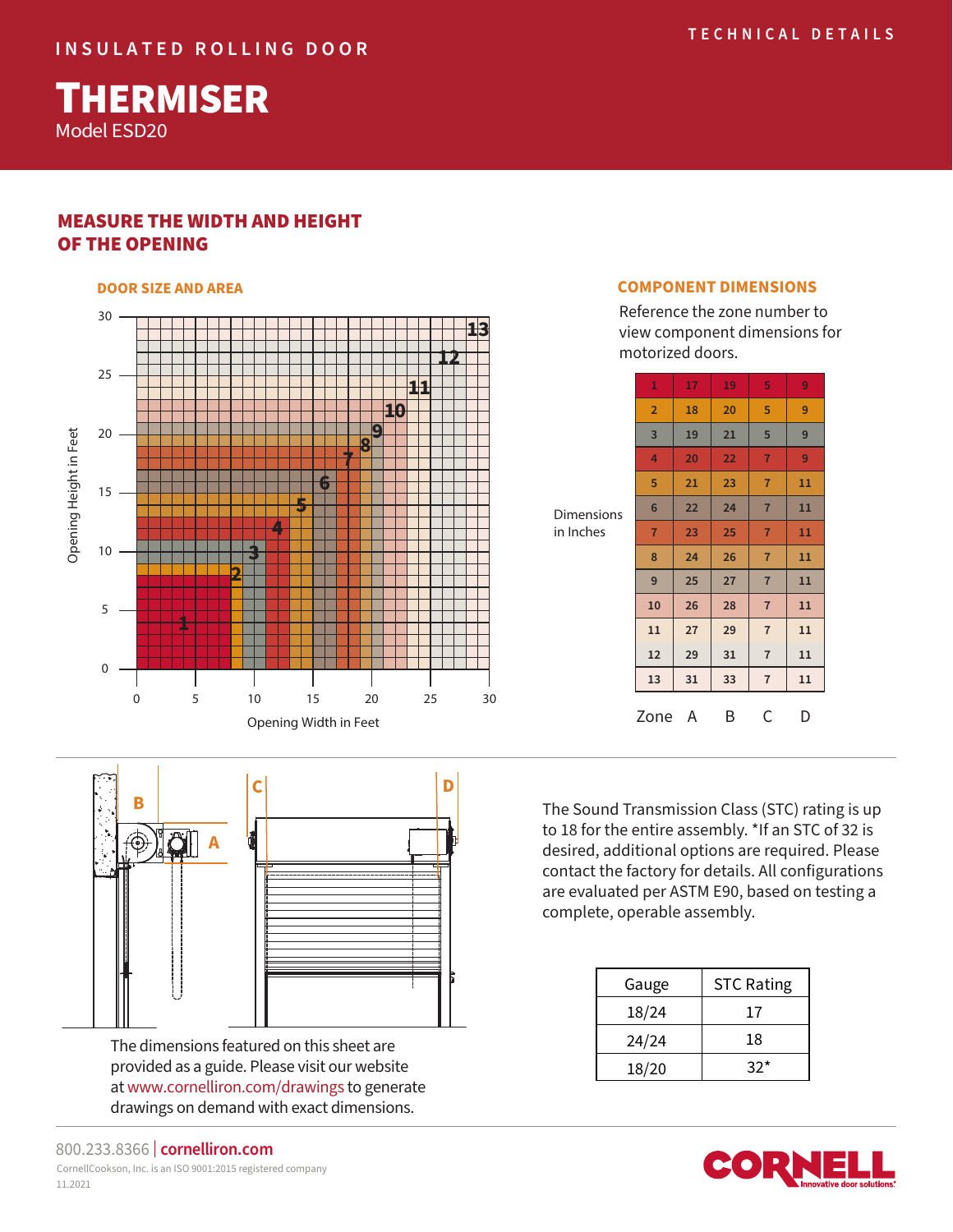INSULATED ROLLING DOOR

TECHNICAL DETAILS

# THERMISER

Model ESD20

## MEASURE THE WIDTH AND HEIGHT OF THE OPENING

### DOOR SIZE AND AREA

Opening Height in Feet (0–30) vs. Opening Width in Feet (0–30), zones 1–13.

### COMPONENT DIMENSIONS

Reference the zone number to view component dimensions for motorized doors.

Dimensions in Inches

| Zone | A | B | C | D |
|---|---|---|---|---|
| 1 | 17 | 19 | 5 | 9 |
| 2 | 18 | 20 | 5 | 9 |
| 3 | 19 | 21 | 5 | 9 |
| 4 | 20 | 22 | 7 | 9 |
| 5 | 21 | 23 | 7 | 11 |
| 6 | 22 | 24 | 7 | 11 |
| 7 | 23 | 25 | 7 | 11 |
| 8 | 24 | 26 | 7 | 11 |
| 9 | 25 | 27 | 7 | 11 |
| 10 | 26 | 28 | 7 | 11 |
| 11 | 27 | 29 | 7 | 11 |
| 12 | 29 | 31 | 7 | 11 |
| 13 | 31 | 33 | 7 | 11 |

The dimensions featured on this sheet are provided as a guide. Please visit our website at www.cornelliron.com/drawings to generate drawings on demand with exact dimensions.

The Sound Transmission Class (STC) rating is up to 18 for the entire assembly. *If an STC of 32 is desired, additional options are required. Please contact the factory for details. All configurations are evaluated per ASTM E90, based on testing a complete, operable assembly.

| Gauge | STC Rating |
|---|---|
| 18/24 | 17 |
| 24/24 | 18 |
| 18/20 | 32* |

800.233.8366 | cornelliron.com

CornellCookson, Inc. is an ISO 9001:2015 registered company

11.2021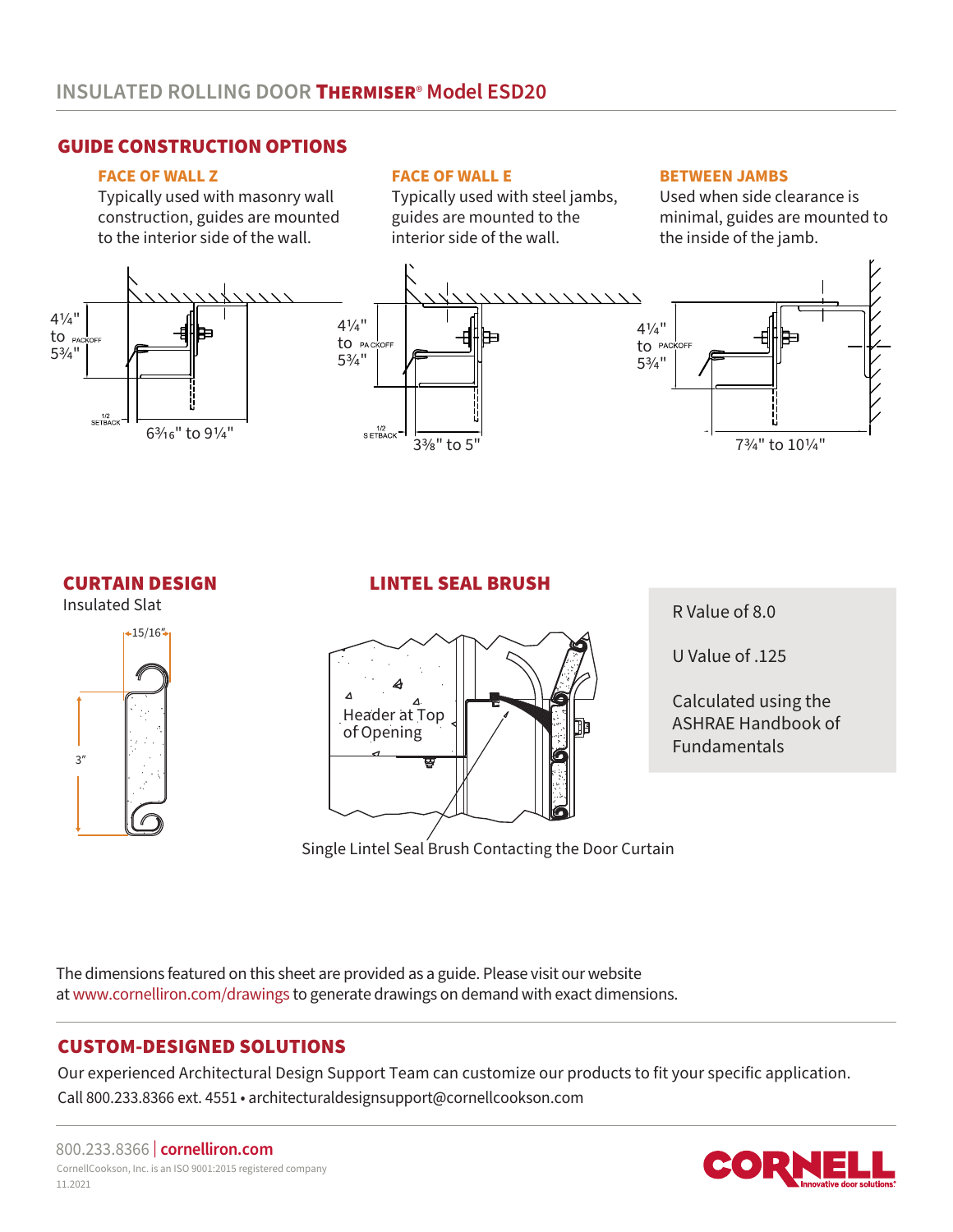## INSULATED ROLLING DOOR THERMISER® Model ESD20

## GUIDE CONSTRUCTION OPTIONS

### FACE OF WALL Z

Typically used with masonry wall construction, guides are mounted to the interior side of the wall.

4¼" to 5¾" PACKOFF

1/2 SETBACK

6³⁄₁₆" to 9¼"

### FACE OF WALL E

Typically used with steel jambs, guides are mounted to the interior side of the wall.

4¼" to 5¾" PACKOFF

1/2 SETBACK

3⅜" to 5"

### BETWEEN JAMBS

Used when side clearance is minimal, guides are mounted to the inside of the jamb.

4¼" to 5¾" PACKOFF

7¾" to 10¼"

## CURTAIN DESIGN

Insulated Slat

15/16"

3"

## LINTEL SEAL BRUSH

Header at Top of Opening

Single Lintel Seal Brush Contacting the Door Curtain

R Value of 8.0

U Value of .125

Calculated using the ASHRAE Handbook of Fundamentals

The dimensions featured on this sheet are provided as a guide. Please visit our website at www.cornelliron.com/drawings to generate drawings on demand with exact dimensions.

## CUSTOM-DESIGNED SOLUTIONS

Our experienced Architectural Design Support Team can customize our products to fit your specific application.
Call 800.233.8366 ext. 4551 • architecturaldesignsupport@cornellcookson.com

800.233.8366 | cornelliron.com
CornellCookson, Inc. is an ISO 9001:2015 registered company
11.2021

CORNELL Innovative door solutions.